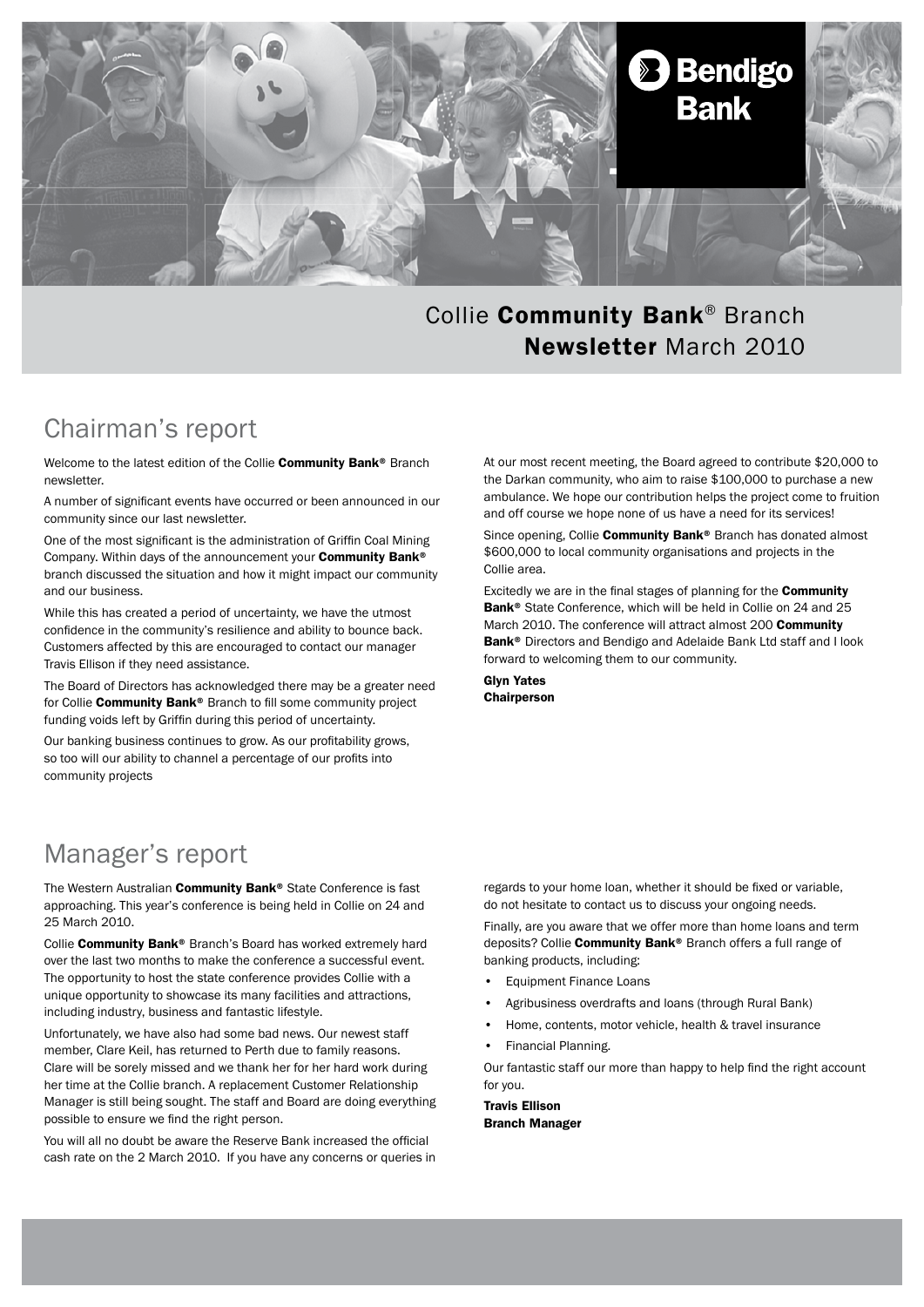Bendigo Bank

# Collie **Community Bank**® Branch **Newsletter** March 2010

## Chairman's report

Welcome to the latest edition of the Collie **Community Bank®** Branch newsletter.

A number of significant events have occurred or been announced in our community since our last newsletter.

One of the most significant is the administration of Griffin Coal Mining Company. Within days of the announcement your **Community Bank®** branch discussed the situation and how it might impact our community and our business.

While this has created a period of uncertainty, we have the utmost confidence in the community's resilience and ability to bounce back. Customers affected by this are encouraged to contact our manager Travis Ellison if they need assistance.

The Board of Directors has acknowledged there may be a greater need for Collie **Community Bank®** Branch to fill some community project funding voids left by Griffin during this period of uncertainty.

Our banking business continues to grow. As our profitability grows, so too will our ability to channel a percentage of our profits into community projects

At our most recent meeting, the Board agreed to contribute $20,000 to the Darkan community, who aim to raise $100,000 to purchase a new ambulance. We hope our contribution helps the project come to fruition and off course we hope none of us have a need for its services!

Since opening, Collie **Community Bank®** Branch has donated almost $600,000 to local community organisations and projects in the Collie area.

Excitedly we are in the final stages of planning for the **Community Bank®** State Conference, which will be held in Collie on 24 and 25 March 2010. The conference will attract almost 200 **Community Bank®** Directors and Bendigo and Adelaide Bank Ltd staff and I look forward to welcoming them to our community.

**Glyn Yates**
**Chairperson**

## Manager's report

The Western Australian **Community Bank®** State Conference is fast approaching. This year's conference is being held in Collie on 24 and 25 March 2010.

Collie **Community Bank®** Branch's Board has worked extremely hard over the last two months to make the conference a successful event. The opportunity to host the state conference provides Collie with a unique opportunity to showcase its many facilities and attractions, including industry, business and fantastic lifestyle.

Unfortunately, we have also had some bad news. Our newest staff member, Clare Keil, has returned to Perth due to family reasons. Clare will be sorely missed and we thank her for her hard work during her time at the Collie branch. A replacement Customer Relationship Manager is still being sought. The staff and Board are doing everything possible to ensure we find the right person.

You will all no doubt be aware the Reserve Bank increased the official cash rate on the 2 March 2010. If you have any concerns or queries in regards to your home loan, whether it should be fixed or variable, do not hesitate to contact us to discuss your ongoing needs.

Finally, are you aware that we offer more than home loans and term deposits? Collie **Community Bank®** Branch offers a full range of banking products, including:

- Equipment Finance Loans
- Agribusiness overdrafts and loans (through Rural Bank)
- Home, contents, motor vehicle, health & travel insurance
- Financial Planning.

Our fantastic staff our more than happy to help find the right account for you.

**Travis Ellison**
**Branch Manager**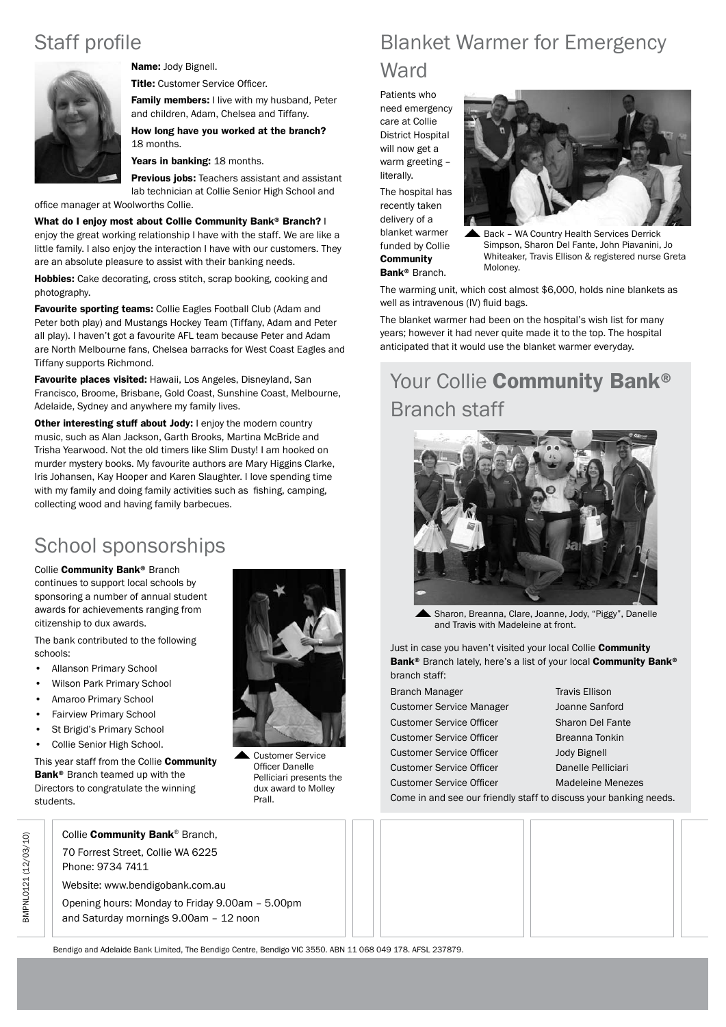## Staff profile

**Name:** Jody Bignell.

**Title:** Customer Service Officer.

**Family members:** I live with my husband, Peter and children, Adam, Chelsea and Tiffany.

**How long have you worked at the branch?** 18 months.

**Years in banking:** 18 months.

**Previous jobs:** Teachers assistant and assistant lab technician at Collie Senior High School and office manager at Woolworths Collie.

**What do I enjoy most about Collie Community Bank® Branch?** I enjoy the great working relationship I have with the staff. We are like a little family. I also enjoy the interaction I have with our customers. They are an absolute pleasure to assist with their banking needs.

**Hobbies:** Cake decorating, cross stitch, scrap booking, cooking and photography.

**Favourite sporting teams:** Collie Eagles Football Club (Adam and Peter both play) and Mustangs Hockey Team (Tiffany, Adam and Peter all play). I haven't got a favourite AFL team because Peter and Adam are North Melbourne fans, Chelsea barracks for West Coast Eagles and Tiffany supports Richmond.

**Favourite places visited:** Hawaii, Los Angeles, Disneyland, San Francisco, Broome, Brisbane, Gold Coast, Sunshine Coast, Melbourne, Adelaide, Sydney and anywhere my family lives.

**Other interesting stuff about Jody:** I enjoy the modern country music, such as Alan Jackson, Garth Brooks, Martina McBride and Trisha Yearwood. Not the old timers like Slim Dusty! I am hooked on murder mystery books. My favourite authors are Mary Higgins Clarke, Iris Johansen, Kay Hooper and Karen Slaughter. I love spending time with my family and doing family activities such as fishing, camping, collecting wood and having family barbecues.

## School sponsorships

Collie **Community Bank®** Branch continues to support local schools by sponsoring a number of annual student awards for achievements ranging from citizenship to dux awards.

The bank contributed to the following schools:

- Allanson Primary School
- Wilson Park Primary School
- Amaroo Primary School
- Fairview Primary School
- St Brigid's Primary School
- Collie Senior High School.

This year staff from the Collie **Community Bank®** Branch teamed up with the Directors to congratulate the winning students.

Customer Service Officer Danelle Pelliciari presents the dux award to Molley Prall.

## Blanket Warmer for Emergency Ward

Patients who need emergency care at Collie District Hospital will now get a warm greeting – literally.

The hospital has recently taken delivery of a blanket warmer funded by Collie **Community Bank®** Branch.

Back – WA Country Health Services Derrick Simpson, Sharon Del Fante, John Piavanini, Jo Whiteaker, Travis Ellison & registered nurse Greta Moloney.

The warming unit, which cost almost $6,000, holds nine blankets as well as intravenous (IV) fluid bags.

The blanket warmer had been on the hospital's wish list for many years; however it had never quite made it to the top. The hospital anticipated that it would use the blanket warmer everyday.

## Your Collie **Community Bank®** Branch staff

Sharon, Breanna, Clare, Joanne, Jody, "Piggy", Danelle and Travis with Madeleine at front.

Just in case you haven't visited your local Collie **Community Bank®** Branch lately, here's a list of your local **Community Bank®** branch staff:

| | |
|---|---|
| Branch Manager | Travis Ellison |
| Customer Service Manager | Joanne Sanford |
| Customer Service Officer | Sharon Del Fante |
| Customer Service Officer | Breanna Tonkin |
| Customer Service Officer | Jody Bignell |
| Customer Service Officer | Danelle Pelliciari |
| Customer Service Officer | Madeleine Menezes |

Come in and see our friendly staff to discuss your banking needs.

BMPNL0121 (12/03/10)

Collie **Community Bank®** Branch,

70 Forrest Street, Collie WA 6225
Phone: 9734 7411

Website: www.bendigobank.com.au

Opening hours: Monday to Friday 9.00am – 5.00pm
and Saturday mornings 9.00am – 12 noon

Bendigo and Adelaide Bank Limited, The Bendigo Centre, Bendigo VIC 3550. ABN 11 068 049 178. AFSL 237879.